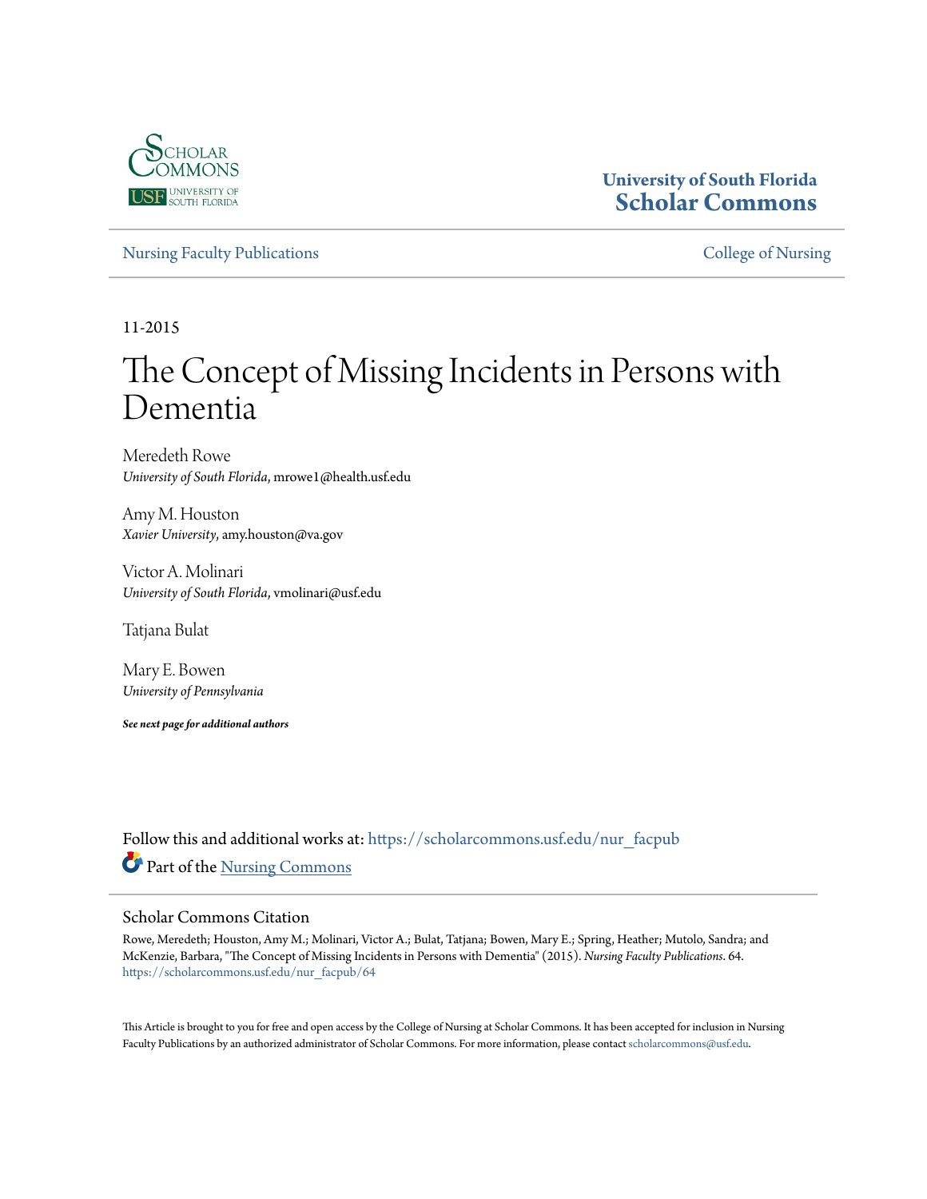University of South Florida
Scholar Commons

Nursing Faculty Publications | College of Nursing

11-2015

# The Concept of Missing Incidents in Persons with Dementia

Meredeth Rowe
*University of South Florida*, mrowe1@health.usf.edu

Amy M. Houston
*Xavier University*, amy.houston@va.gov

Victor A. Molinari
*University of South Florida*, vmolinari@usf.edu

Tatjana Bulat

Mary E. Bowen
*University of Pennsylvania*

***See next page for additional authors***

Follow this and additional works at: https://scholarcommons.usf.edu/nur_facpub

Part of the Nursing Commons

## Scholar Commons Citation

Rowe, Meredeth; Houston, Amy M.; Molinari, Victor A.; Bulat, Tatjana; Bowen, Mary E.; Spring, Heather; Mutolo, Sandra; and McKenzie, Barbara, "The Concept of Missing Incidents in Persons with Dementia" (2015). *Nursing Faculty Publications*. 64.
https://scholarcommons.usf.edu/nur_facpub/64

This Article is brought to you for free and open access by the College of Nursing at Scholar Commons. It has been accepted for inclusion in Nursing Faculty Publications by an authorized administrator of Scholar Commons. For more information, please contact scholarcommons@usf.edu.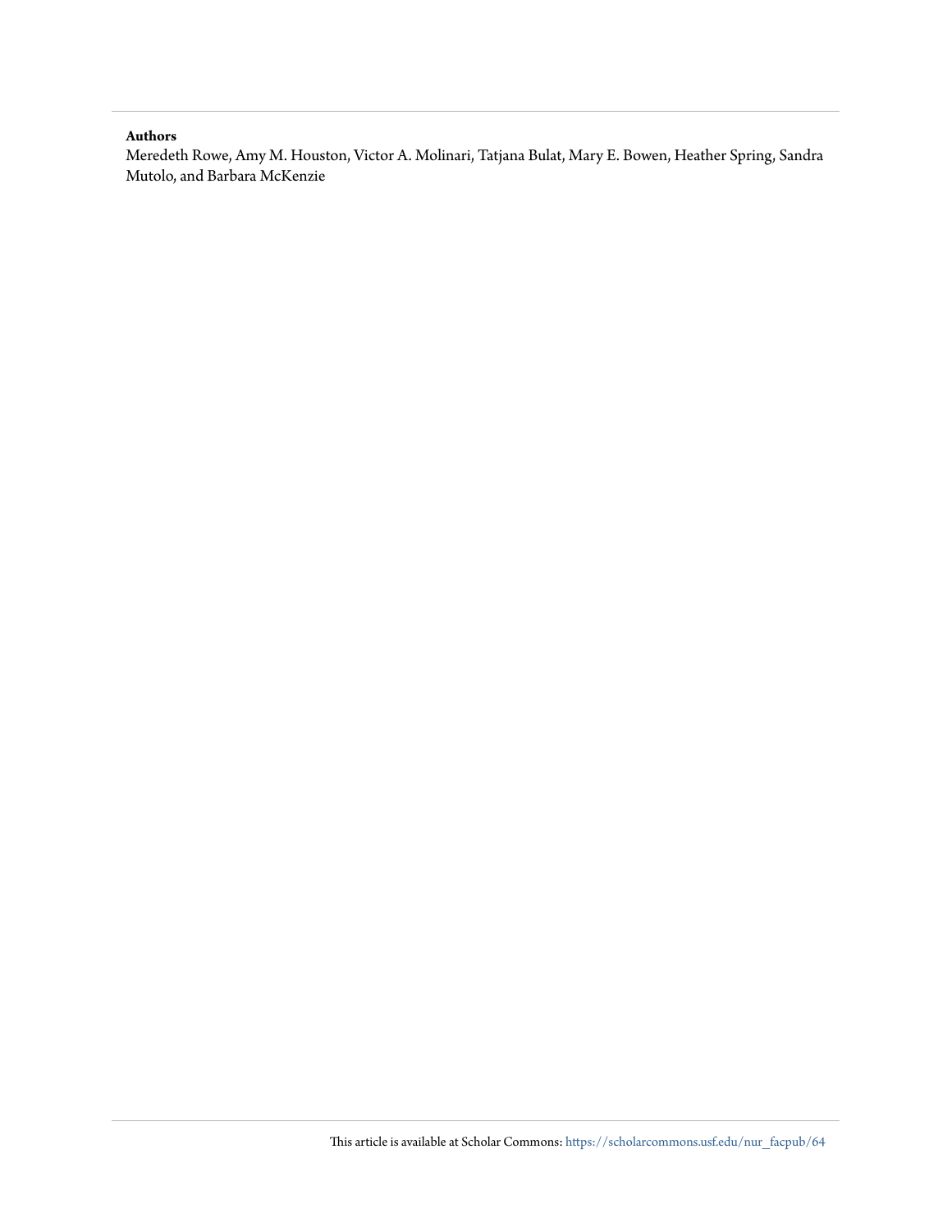**Authors**

Meredeth Rowe, Amy M. Houston, Victor A. Molinari, Tatjana Bulat, Mary E. Bowen, Heather Spring, Sandra Mutolo, and Barbara McKenzie

This article is available at Scholar Commons: https://scholarcommons.usf.edu/nur_facpub/64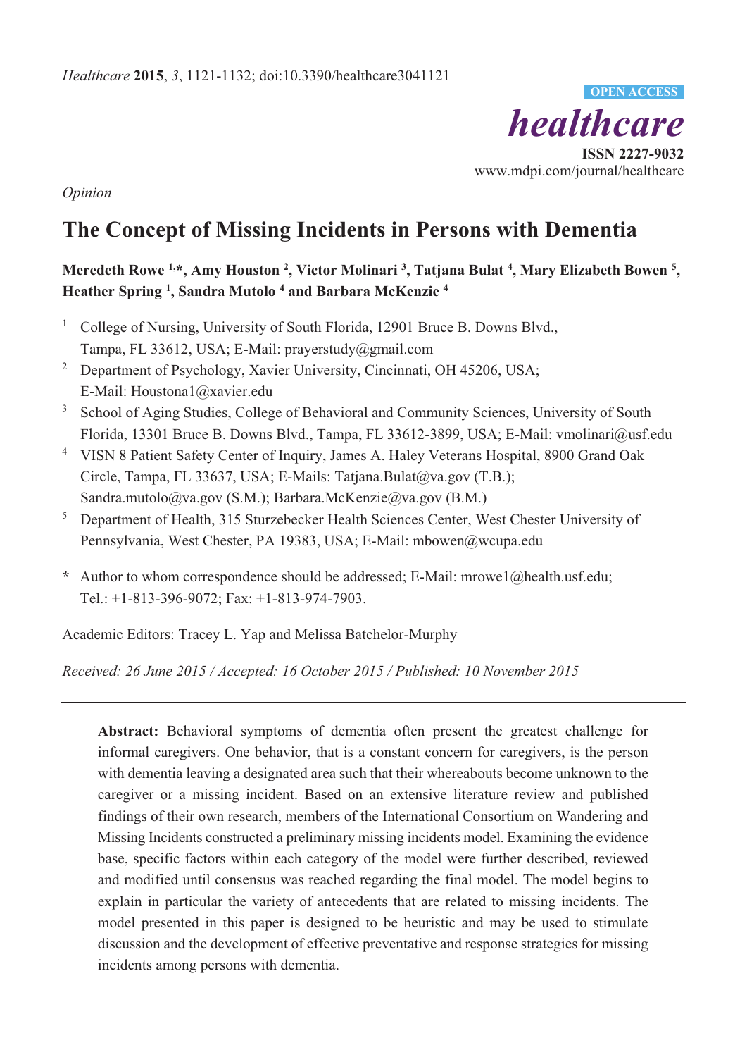*Opinion*

# The Concept of Missing Incidents in Persons with Dementia

**Meredeth Rowe [1,*], Amy Houston [2], Victor Molinari [3], Tatjana Bulat [4], Mary Elizabeth Bowen [5], Heather Spring [1], Sandra Mutolo [4] and Barbara McKenzie [4]**

1. College of Nursing, University of South Florida, 12901 Bruce B. Downs Blvd., Tampa, FL 33612, USA; E-Mail: prayerstudy@gmail.com
2. Department of Psychology, Xavier University, Cincinnati, OH 45206, USA; E-Mail: Houstona1@xavier.edu
3. School of Aging Studies, College of Behavioral and Community Sciences, University of South Florida, 13301 Bruce B. Downs Blvd., Tampa, FL 33612-3899, USA; E-Mail: vmolinari@usf.edu
4. VISN 8 Patient Safety Center of Inquiry, James A. Haley Veterans Hospital, 8900 Grand Oak Circle, Tampa, FL 33637, USA; E-Mails: Tatjana.Bulat@va.gov (T.B.); Sandra.mutolo@va.gov (S.M.); Barbara.McKenzie@va.gov (B.M.)
5. Department of Health, 315 Sturzebecker Health Sciences Center, West Chester University of Pennsylvania, West Chester, PA 19383, USA; E-Mail: mbowen@wcupa.edu

\* Author to whom correspondence should be addressed; E-Mail: mrowe1@health.usf.edu; Tel.: +1-813-396-9072; Fax: +1-813-974-7903.

Academic Editors: Tracey L. Yap and Melissa Batchelor-Murphy

*Received: 26 June 2015 / Accepted: 16 October 2015 / Published: 10 November 2015*

---

**Abstract:** Behavioral symptoms of dementia often present the greatest challenge for informal caregivers. One behavior, that is a constant concern for caregivers, is the person with dementia leaving a designated area such that their whereabouts become unknown to the caregiver or a missing incident. Based on an extensive literature review and published findings of their own research, members of the International Consortium on Wandering and Missing Incidents constructed a preliminary missing incidents model. Examining the evidence base, specific factors within each category of the model were further described, reviewed and modified until consensus was reached regarding the final model. The model begins to explain in particular the variety of antecedents that are related to missing incidents. The model presented in this paper is designed to be heuristic and may be used to stimulate discussion and the development of effective preventative and response strategies for missing incidents among persons with dementia.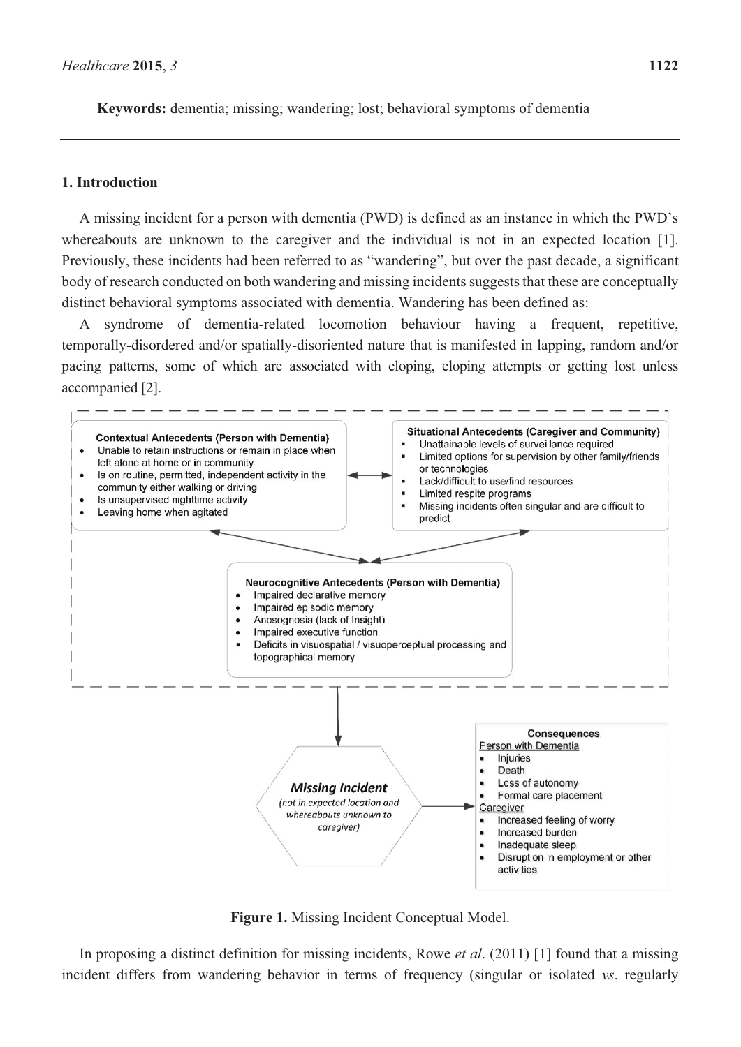**Keywords:** dementia; missing; wandering; lost; behavioral symptoms of dementia

## 1. Introduction

A missing incident for a person with dementia (PWD) is defined as an instance in which the PWD's whereabouts are unknown to the caregiver and the individual is not in an expected location [1]. Previously, these incidents had been referred to as "wandering", but over the past decade, a significant body of research conducted on both wandering and missing incidents suggests that these are conceptually distinct behavioral symptoms associated with dementia. Wandering has been defined as:

A syndrome of dementia-related locomotion behaviour having a frequent, repetitive, temporally-disordered and/or spatially-disoriented nature that is manifested in lapping, random and/or pacing patterns, some of which are associated with eloping, eloping attempts or getting lost unless accompanied [2].

**Contextual Antecedents (Person with Dementia)**
- Unable to retain instructions or remain in place when left alone at home or in community
- Is on routine, permitted, independent activity in the community either walking or driving
- Is unsupervised nighttime activity
- Leaving home when agitated

**Situational Antecedents (Caregiver and Community)**
- Unattainable levels of surveillance required
- Limited options for supervision by other family/friends or technologies
- Lack/difficult to use/find resources
- Limited respite programs
- Missing incidents often singular and are difficult to predict

**Neurocognitive Antecedents (Person with Dementia)**
- Impaired declarative memory
- Impaired episodic memory
- Anosognosia (lack of Insight)
- Impaired executive function
- Deficits in visuospatial / visuoperceptual processing and topographical memory

**Missing Incident**
*(not in expected location and whereabouts unknown to caregiver)*

**Consequences**

Person with Dementia
- Injuries
- Death
- Loss of autonomy
- Formal care placement

Caregiver
- Increased feeling of worry
- Increased burden
- Inadequate sleep
- Disruption in employment or other activities

**Figure 1.** Missing Incident Conceptual Model.

In proposing a distinct definition for missing incidents, Rowe *et al*. (2011) [1] found that a missing incident differs from wandering behavior in terms of frequency (singular or isolated *vs*. regularly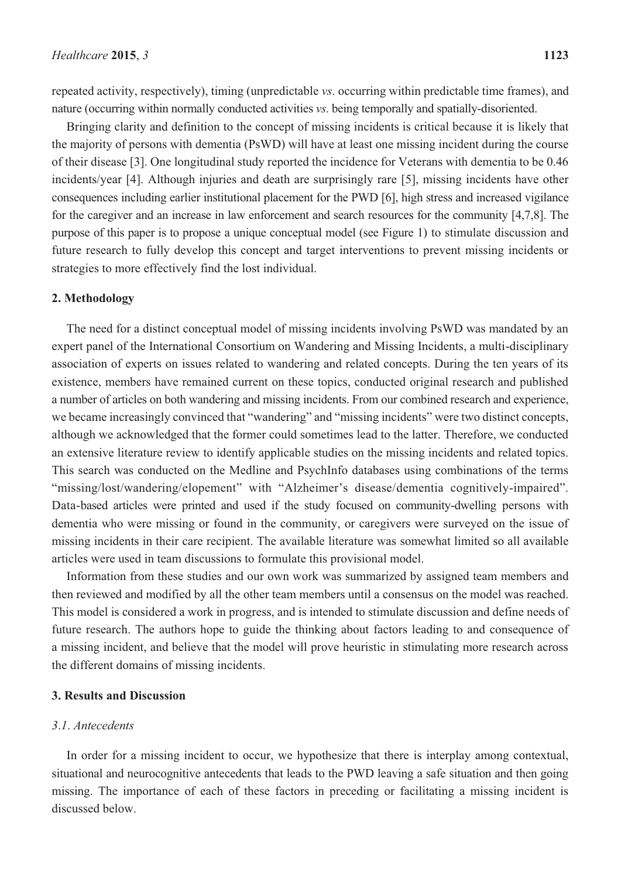repeated activity, respectively), timing (unpredictable *vs*. occurring within predictable time frames), and nature (occurring within normally conducted activities *vs*. being temporally and spatially-disoriented.

Bringing clarity and definition to the concept of missing incidents is critical because it is likely that the majority of persons with dementia (PsWD) will have at least one missing incident during the course of their disease [3]. One longitudinal study reported the incidence for Veterans with dementia to be 0.46 incidents/year [4]. Although injuries and death are surprisingly rare [5], missing incidents have other consequences including earlier institutional placement for the PWD [6], high stress and increased vigilance for the caregiver and an increase in law enforcement and search resources for the community [4,7,8]. The purpose of this paper is to propose a unique conceptual model (see Figure 1) to stimulate discussion and future research to fully develop this concept and target interventions to prevent missing incidents or strategies to more effectively find the lost individual.

## 2. Methodology

The need for a distinct conceptual model of missing incidents involving PsWD was mandated by an expert panel of the International Consortium on Wandering and Missing Incidents, a multi-disciplinary association of experts on issues related to wandering and related concepts. During the ten years of its existence, members have remained current on these topics, conducted original research and published a number of articles on both wandering and missing incidents. From our combined research and experience, we became increasingly convinced that "wandering" and "missing incidents" were two distinct concepts, although we acknowledged that the former could sometimes lead to the latter. Therefore, we conducted an extensive literature review to identify applicable studies on the missing incidents and related topics. This search was conducted on the Medline and PsychInfo databases using combinations of the terms "missing/lost/wandering/elopement" with "Alzheimer's disease/dementia cognitively-impaired". Data-based articles were printed and used if the study focused on community-dwelling persons with dementia who were missing or found in the community, or caregivers were surveyed on the issue of missing incidents in their care recipient. The available literature was somewhat limited so all available articles were used in team discussions to formulate this provisional model.

Information from these studies and our own work was summarized by assigned team members and then reviewed and modified by all the other team members until a consensus on the model was reached. This model is considered a work in progress, and is intended to stimulate discussion and define needs of future research. The authors hope to guide the thinking about factors leading to and consequence of a missing incident, and believe that the model will prove heuristic in stimulating more research across the different domains of missing incidents.

## 3. Results and Discussion

### *3.1. Antecedents*

In order for a missing incident to occur, we hypothesize that there is interplay among contextual, situational and neurocognitive antecedents that leads to the PWD leaving a safe situation and then going missing. The importance of each of these factors in preceding or facilitating a missing incident is discussed below.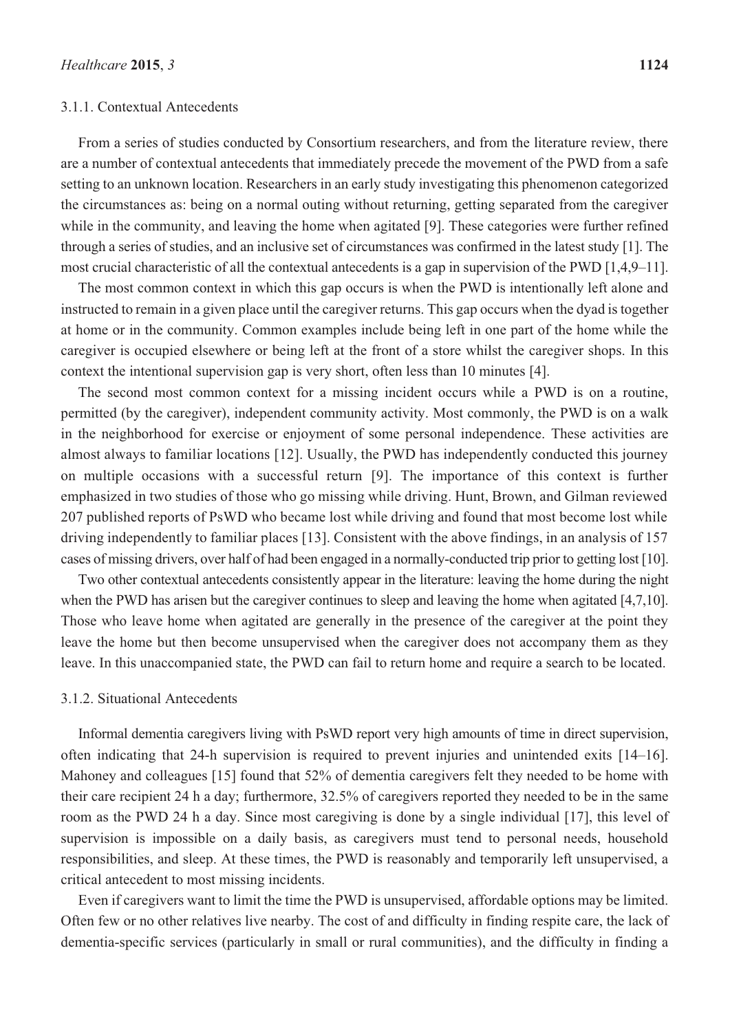#### 3.1.1. Contextual Antecedents

From a series of studies conducted by Consortium researchers, and from the literature review, there are a number of contextual antecedents that immediately precede the movement of the PWD from a safe setting to an unknown location. Researchers in an early study investigating this phenomenon categorized the circumstances as: being on a normal outing without returning, getting separated from the caregiver while in the community, and leaving the home when agitated [9]. These categories were further refined through a series of studies, and an inclusive set of circumstances was confirmed in the latest study [1]. The most crucial characteristic of all the contextual antecedents is a gap in supervision of the PWD [1,4,9–11].

The most common context in which this gap occurs is when the PWD is intentionally left alone and instructed to remain in a given place until the caregiver returns. This gap occurs when the dyad is together at home or in the community. Common examples include being left in one part of the home while the caregiver is occupied elsewhere or being left at the front of a store whilst the caregiver shops. In this context the intentional supervision gap is very short, often less than 10 minutes [4].

The second most common context for a missing incident occurs while a PWD is on a routine, permitted (by the caregiver), independent community activity. Most commonly, the PWD is on a walk in the neighborhood for exercise or enjoyment of some personal independence. These activities are almost always to familiar locations [12]. Usually, the PWD has independently conducted this journey on multiple occasions with a successful return [9]. The importance of this context is further emphasized in two studies of those who go missing while driving. Hunt, Brown, and Gilman reviewed 207 published reports of PsWD who became lost while driving and found that most become lost while driving independently to familiar places [13]. Consistent with the above findings, in an analysis of 157 cases of missing drivers, over half of had been engaged in a normally-conducted trip prior to getting lost [10].

Two other contextual antecedents consistently appear in the literature: leaving the home during the night when the PWD has arisen but the caregiver continues to sleep and leaving the home when agitated [4,7,10]. Those who leave home when agitated are generally in the presence of the caregiver at the point they leave the home but then become unsupervised when the caregiver does not accompany them as they leave. In this unaccompanied state, the PWD can fail to return home and require a search to be located.

#### 3.1.2. Situational Antecedents

Informal dementia caregivers living with PsWD report very high amounts of time in direct supervision, often indicating that 24-h supervision is required to prevent injuries and unintended exits [14–16]. Mahoney and colleagues [15] found that 52% of dementia caregivers felt they needed to be home with their care recipient 24 h a day; furthermore, 32.5% of caregivers reported they needed to be in the same room as the PWD 24 h a day. Since most caregiving is done by a single individual [17], this level of supervision is impossible on a daily basis, as caregivers must tend to personal needs, household responsibilities, and sleep. At these times, the PWD is reasonably and temporarily left unsupervised, a critical antecedent to most missing incidents.

Even if caregivers want to limit the time the PWD is unsupervised, affordable options may be limited. Often few or no other relatives live nearby. The cost of and difficulty in finding respite care, the lack of dementia-specific services (particularly in small or rural communities), and the difficulty in finding a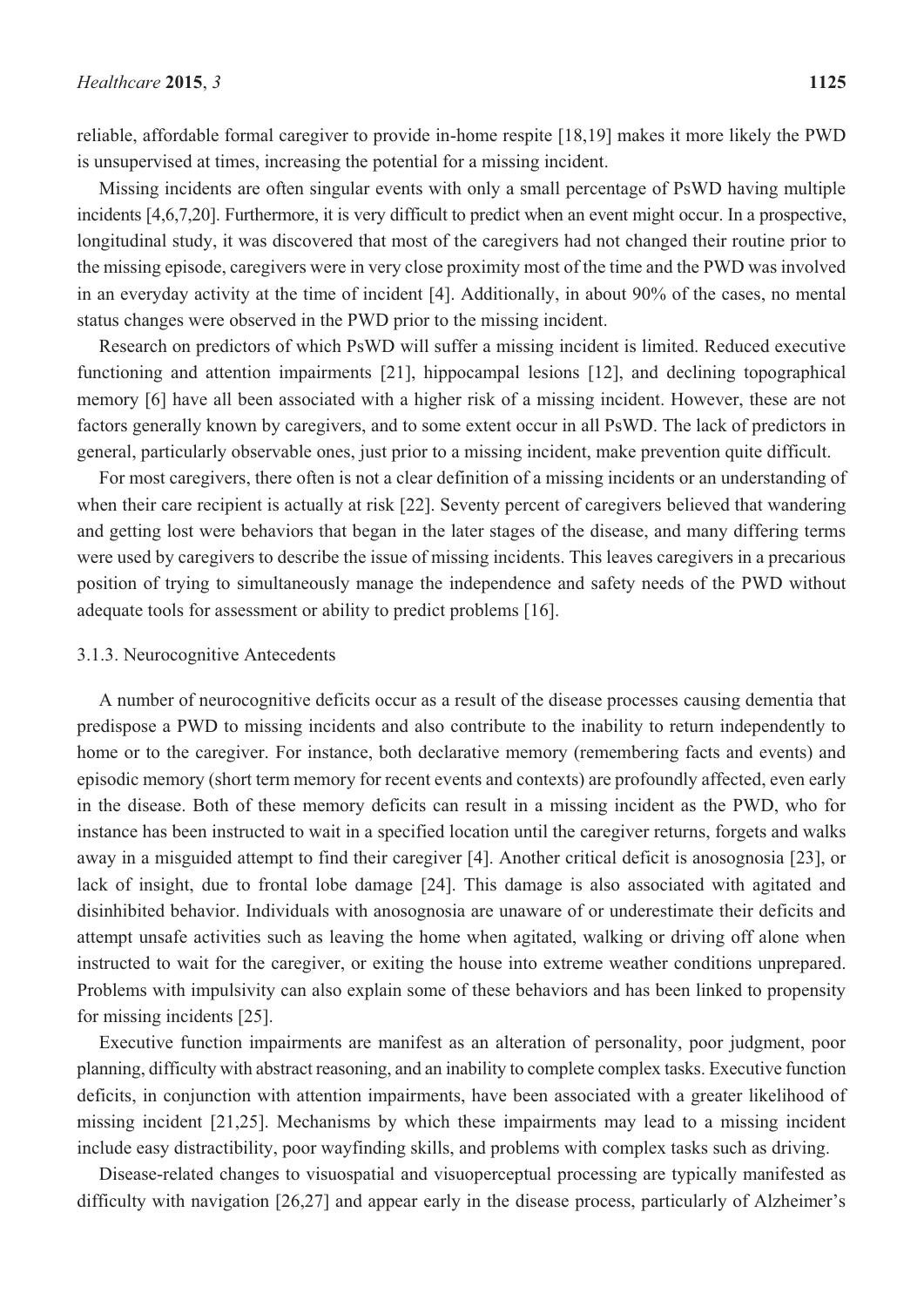reliable, affordable formal caregiver to provide in-home respite [18,19] makes it more likely the PWD is unsupervised at times, increasing the potential for a missing incident.

Missing incidents are often singular events with only a small percentage of PsWD having multiple incidents [4,6,7,20]. Furthermore, it is very difficult to predict when an event might occur. In a prospective, longitudinal study, it was discovered that most of the caregivers had not changed their routine prior to the missing episode, caregivers were in very close proximity most of the time and the PWD was involved in an everyday activity at the time of incident [4]. Additionally, in about 90% of the cases, no mental status changes were observed in the PWD prior to the missing incident.

Research on predictors of which PsWD will suffer a missing incident is limited. Reduced executive functioning and attention impairments [21], hippocampal lesions [12], and declining topographical memory [6] have all been associated with a higher risk of a missing incident. However, these are not factors generally known by caregivers, and to some extent occur in all PsWD. The lack of predictors in general, particularly observable ones, just prior to a missing incident, make prevention quite difficult.

For most caregivers, there often is not a clear definition of a missing incidents or an understanding of when their care recipient is actually at risk [22]. Seventy percent of caregivers believed that wandering and getting lost were behaviors that began in the later stages of the disease, and many differing terms were used by caregivers to describe the issue of missing incidents. This leaves caregivers in a precarious position of trying to simultaneously manage the independence and safety needs of the PWD without adequate tools for assessment or ability to predict problems [16].

#### 3.1.3. Neurocognitive Antecedents

A number of neurocognitive deficits occur as a result of the disease processes causing dementia that predispose a PWD to missing incidents and also contribute to the inability to return independently to home or to the caregiver. For instance, both declarative memory (remembering facts and events) and episodic memory (short term memory for recent events and contexts) are profoundly affected, even early in the disease. Both of these memory deficits can result in a missing incident as the PWD, who for instance has been instructed to wait in a specified location until the caregiver returns, forgets and walks away in a misguided attempt to find their caregiver [4]. Another critical deficit is anosognosia [23], or lack of insight, due to frontal lobe damage [24]. This damage is also associated with agitated and disinhibited behavior. Individuals with anosognosia are unaware of or underestimate their deficits and attempt unsafe activities such as leaving the home when agitated, walking or driving off alone when instructed to wait for the caregiver, or exiting the house into extreme weather conditions unprepared. Problems with impulsivity can also explain some of these behaviors and has been linked to propensity for missing incidents [25].

Executive function impairments are manifest as an alteration of personality, poor judgment, poor planning, difficulty with abstract reasoning, and an inability to complete complex tasks. Executive function deficits, in conjunction with attention impairments, have been associated with a greater likelihood of missing incident [21,25]. Mechanisms by which these impairments may lead to a missing incident include easy distractibility, poor wayfinding skills, and problems with complex tasks such as driving.

Disease-related changes to visuospatial and visuoperceptual processing are typically manifested as difficulty with navigation [26,27] and appear early in the disease process, particularly of Alzheimer's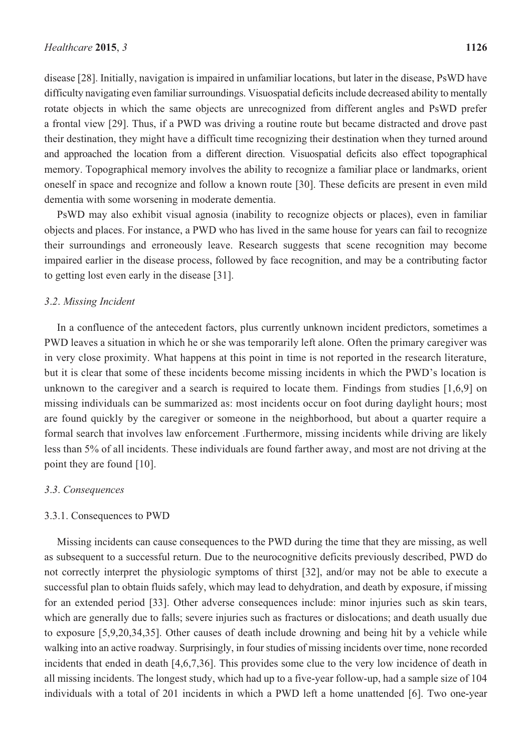disease [28]. Initially, navigation is impaired in unfamiliar locations, but later in the disease, PsWD have difficulty navigating even familiar surroundings. Visuospatial deficits include decreased ability to mentally rotate objects in which the same objects are unrecognized from different angles and PsWD prefer a frontal view [29]. Thus, if a PWD was driving a routine route but became distracted and drove past their destination, they might have a difficult time recognizing their destination when they turned around and approached the location from a different direction. Visuospatial deficits also effect topographical memory. Topographical memory involves the ability to recognize a familiar place or landmarks, orient oneself in space and recognize and follow a known route [30]. These deficits are present in even mild dementia with some worsening in moderate dementia.

PsWD may also exhibit visual agnosia (inability to recognize objects or places), even in familiar objects and places. For instance, a PWD who has lived in the same house for years can fail to recognize their surroundings and erroneously leave. Research suggests that scene recognition may become impaired earlier in the disease process, followed by face recognition, and may be a contributing factor to getting lost even early in the disease [31].

### *3.2. Missing Incident*

In a confluence of the antecedent factors, plus currently unknown incident predictors, sometimes a PWD leaves a situation in which he or she was temporarily left alone. Often the primary caregiver was in very close proximity. What happens at this point in time is not reported in the research literature, but it is clear that some of these incidents become missing incidents in which the PWD's location is unknown to the caregiver and a search is required to locate them. Findings from studies [1,6,9] on missing individuals can be summarized as: most incidents occur on foot during daylight hours; most are found quickly by the caregiver or someone in the neighborhood, but about a quarter require a formal search that involves law enforcement .Furthermore, missing incidents while driving are likely less than 5% of all incidents. These individuals are found farther away, and most are not driving at the point they are found [10].

### *3.3. Consequences*

#### 3.3.1. Consequences to PWD

Missing incidents can cause consequences to the PWD during the time that they are missing, as well as subsequent to a successful return. Due to the neurocognitive deficits previously described, PWD do not correctly interpret the physiologic symptoms of thirst [32], and/or may not be able to execute a successful plan to obtain fluids safely, which may lead to dehydration, and death by exposure, if missing for an extended period [33]. Other adverse consequences include: minor injuries such as skin tears, which are generally due to falls; severe injuries such as fractures or dislocations; and death usually due to exposure [5,9,20,34,35]. Other causes of death include drowning and being hit by a vehicle while walking into an active roadway. Surprisingly, in four studies of missing incidents over time, none recorded incidents that ended in death [4,6,7,36]. This provides some clue to the very low incidence of death in all missing incidents. The longest study, which had up to a five-year follow-up, had a sample size of 104 individuals with a total of 201 incidents in which a PWD left a home unattended [6]. Two one-year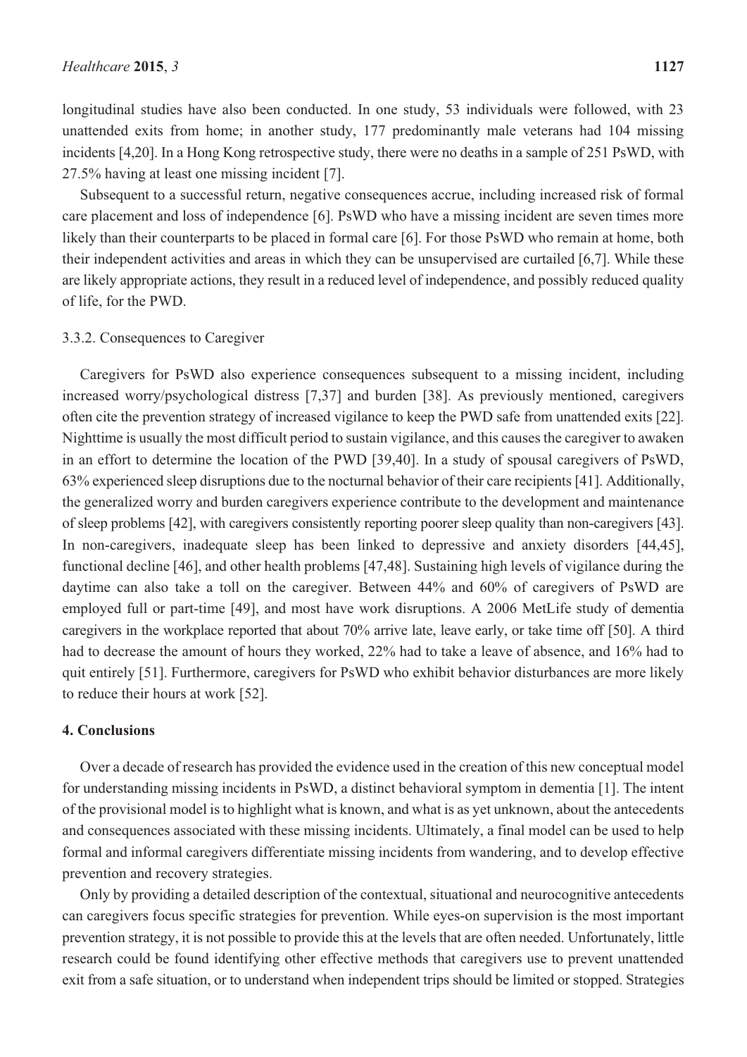longitudinal studies have also been conducted. In one study, 53 individuals were followed, with 23 unattended exits from home; in another study, 177 predominantly male veterans had 104 missing incidents [4,20]. In a Hong Kong retrospective study, there were no deaths in a sample of 251 PsWD, with 27.5% having at least one missing incident [7].

Subsequent to a successful return, negative consequences accrue, including increased risk of formal care placement and loss of independence [6]. PsWD who have a missing incident are seven times more likely than their counterparts to be placed in formal care [6]. For those PsWD who remain at home, both their independent activities and areas in which they can be unsupervised are curtailed [6,7]. While these are likely appropriate actions, they result in a reduced level of independence, and possibly reduced quality of life, for the PWD.

#### 3.3.2. Consequences to Caregiver

Caregivers for PsWD also experience consequences subsequent to a missing incident, including increased worry/psychological distress [7,37] and burden [38]. As previously mentioned, caregivers often cite the prevention strategy of increased vigilance to keep the PWD safe from unattended exits [22]. Nighttime is usually the most difficult period to sustain vigilance, and this causes the caregiver to awaken in an effort to determine the location of the PWD [39,40]. In a study of spousal caregivers of PsWD, 63% experienced sleep disruptions due to the nocturnal behavior of their care recipients [41]. Additionally, the generalized worry and burden caregivers experience contribute to the development and maintenance of sleep problems [42], with caregivers consistently reporting poorer sleep quality than non-caregivers [43]. In non-caregivers, inadequate sleep has been linked to depressive and anxiety disorders [44,45], functional decline [46], and other health problems [47,48]. Sustaining high levels of vigilance during the daytime can also take a toll on the caregiver. Between 44% and 60% of caregivers of PsWD are employed full or part-time [49], and most have work disruptions. A 2006 MetLife study of dementia caregivers in the workplace reported that about 70% arrive late, leave early, or take time off [50]. A third had to decrease the amount of hours they worked, 22% had to take a leave of absence, and 16% had to quit entirely [51]. Furthermore, caregivers for PsWD who exhibit behavior disturbances are more likely to reduce their hours at work [52].

## 4. Conclusions

Over a decade of research has provided the evidence used in the creation of this new conceptual model for understanding missing incidents in PsWD, a distinct behavioral symptom in dementia [1]. The intent of the provisional model is to highlight what is known, and what is as yet unknown, about the antecedents and consequences associated with these missing incidents. Ultimately, a final model can be used to help formal and informal caregivers differentiate missing incidents from wandering, and to develop effective prevention and recovery strategies.

Only by providing a detailed description of the contextual, situational and neurocognitive antecedents can caregivers focus specific strategies for prevention. While eyes-on supervision is the most important prevention strategy, it is not possible to provide this at the levels that are often needed. Unfortunately, little research could be found identifying other effective methods that caregivers use to prevent unattended exit from a safe situation, or to understand when independent trips should be limited or stopped. Strategies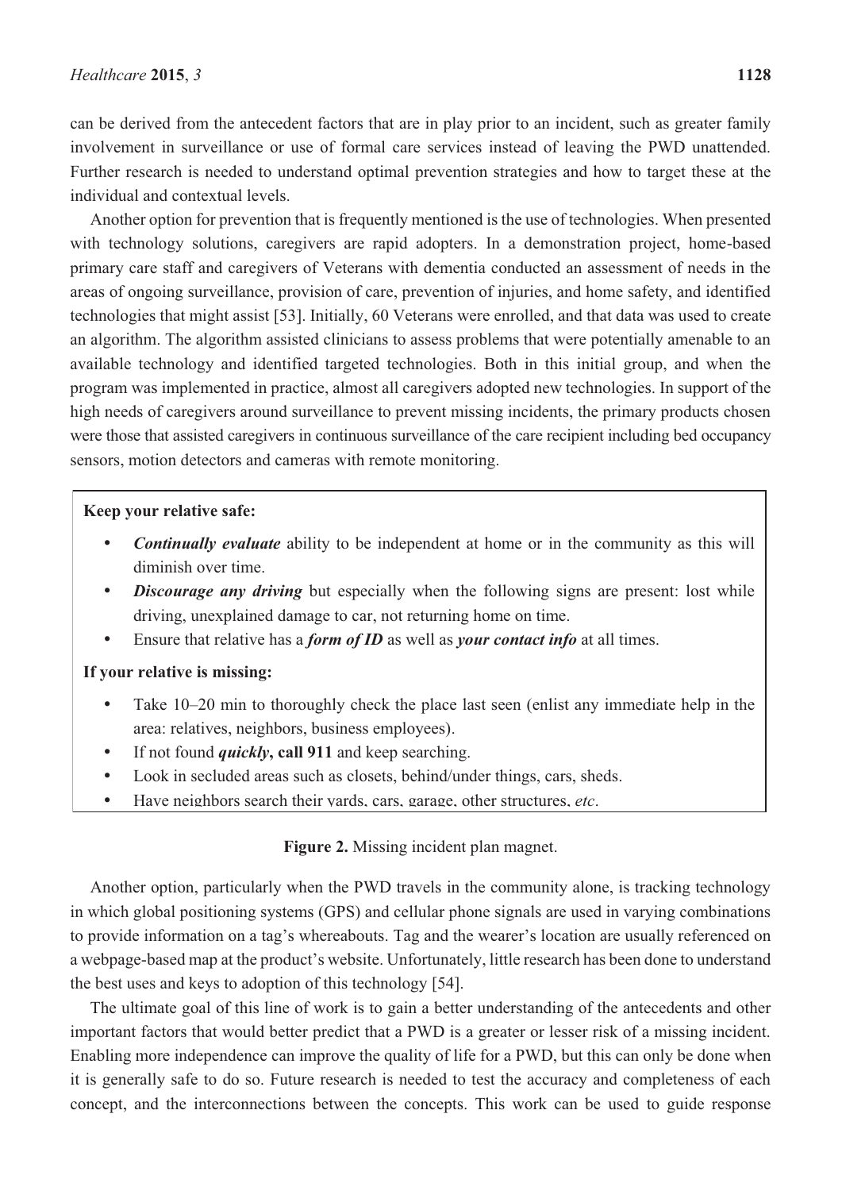can be derived from the antecedent factors that are in play prior to an incident, such as greater family involvement in surveillance or use of formal care services instead of leaving the PWD unattended. Further research is needed to understand optimal prevention strategies and how to target these at the individual and contextual levels.

Another option for prevention that is frequently mentioned is the use of technologies. When presented with technology solutions, caregivers are rapid adopters. In a demonstration project, home-based primary care staff and caregivers of Veterans with dementia conducted an assessment of needs in the areas of ongoing surveillance, provision of care, prevention of injuries, and home safety, and identified technologies that might assist [53]. Initially, 60 Veterans were enrolled, and that data was used to create an algorithm. The algorithm assisted clinicians to assess problems that were potentially amenable to an available technology and identified targeted technologies. Both in this initial group, and when the program was implemented in practice, almost all caregivers adopted new technologies. In support of the high needs of caregivers around surveillance to prevent missing incidents, the primary products chosen were those that assisted caregivers in continuous surveillance of the care recipient including bed occupancy sensors, motion detectors and cameras with remote monitoring.

**Keep your relative safe:**

- ***Continually evaluate*** ability to be independent at home or in the community as this will diminish over time.
- ***Discourage any driving*** but especially when the following signs are present: lost while driving, unexplained damage to car, not returning home on time.
- Ensure that relative has a ***form of ID*** as well as ***your contact info*** at all times.

**If your relative is missing:**

- Take 10–20 min to thoroughly check the place last seen (enlist any immediate help in the area: relatives, neighbors, business employees).
- If not found ***quickly*****, call 911** and keep searching.
- Look in secluded areas such as closets, behind/under things, cars, sheds.
- Have neighbors search their yards, cars, garage, other structures, *etc*.

**Figure 2.** Missing incident plan magnet.

Another option, particularly when the PWD travels in the community alone, is tracking technology in which global positioning systems (GPS) and cellular phone signals are used in varying combinations to provide information on a tag's whereabouts. Tag and the wearer's location are usually referenced on a webpage-based map at the product's website. Unfortunately, little research has been done to understand the best uses and keys to adoption of this technology [54].

The ultimate goal of this line of work is to gain a better understanding of the antecedents and other important factors that would better predict that a PWD is a greater or lesser risk of a missing incident. Enabling more independence can improve the quality of life for a PWD, but this can only be done when it is generally safe to do so. Future research is needed to test the accuracy and completeness of each concept, and the interconnections between the concepts. This work can be used to guide response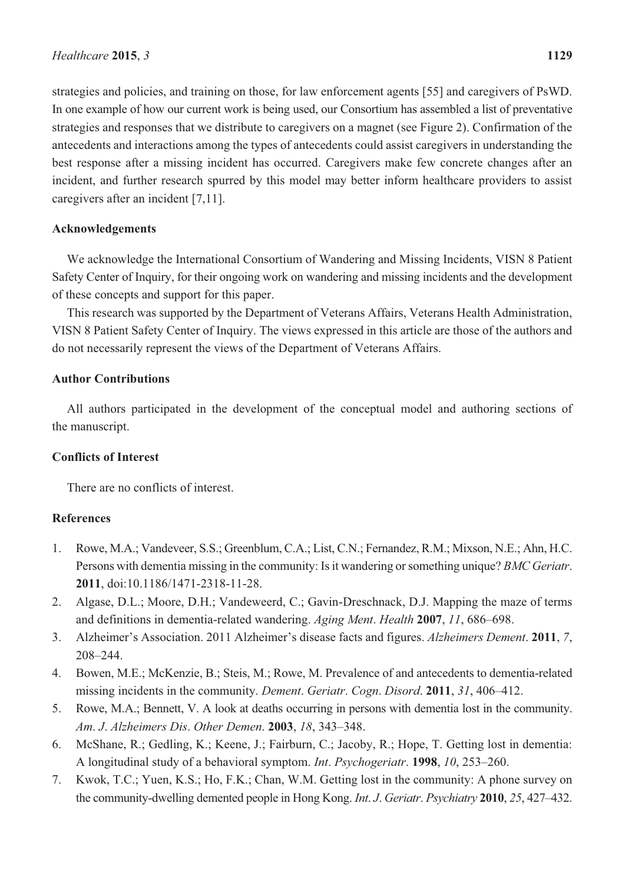strategies and policies, and training on those, for law enforcement agents [55] and caregivers of PsWD. In one example of how our current work is being used, our Consortium has assembled a list of preventative strategies and responses that we distribute to caregivers on a magnet (see Figure 2). Confirmation of the antecedents and interactions among the types of antecedents could assist caregivers in understanding the best response after a missing incident has occurred. Caregivers make few concrete changes after an incident, and further research spurred by this model may better inform healthcare providers to assist caregivers after an incident [7,11].

## Acknowledgements

We acknowledge the International Consortium of Wandering and Missing Incidents, VISN 8 Patient Safety Center of Inquiry, for their ongoing work on wandering and missing incidents and the development of these concepts and support for this paper.

This research was supported by the Department of Veterans Affairs, Veterans Health Administration, VISN 8 Patient Safety Center of Inquiry. The views expressed in this article are those of the authors and do not necessarily represent the views of the Department of Veterans Affairs.

## Author Contributions

All authors participated in the development of the conceptual model and authoring sections of the manuscript.

## Conflicts of Interest

There are no conflicts of interest.

## References

1. Rowe, M.A.; Vandeveer, S.S.; Greenblum, C.A.; List, C.N.; Fernandez, R.M.; Mixson, N.E.; Ahn, H.C. Persons with dementia missing in the community: Is it wandering or something unique? *BMC Geriatr*. **2011**, doi:10.1186/1471-2318-11-28.
2. Algase, D.L.; Moore, D.H.; Vandeweerd, C.; Gavin-Dreschnack, D.J. Mapping the maze of terms and definitions in dementia-related wandering. *Aging Ment*. *Health* **2007**, *11*, 686–698.
3. Alzheimer's Association. 2011 Alzheimer's disease facts and figures. *Alzheimers Dement*. **2011**, *7*, 208–244.
4. Bowen, M.E.; McKenzie, B.; Steis, M.; Rowe, M. Prevalence of and antecedents to dementia-related missing incidents in the community. *Dement*. *Geriatr*. *Cogn*. *Disord*. **2011**, *31*, 406–412.
5. Rowe, M.A.; Bennett, V. A look at deaths occurring in persons with dementia lost in the community. *Am*. *J*. *Alzheimers Dis*. *Other Demen*. **2003**, *18*, 343–348.
6. McShane, R.; Gedling, K.; Keene, J.; Fairburn, C.; Jacoby, R.; Hope, T. Getting lost in dementia: A longitudinal study of a behavioral symptom. *Int*. *Psychogeriatr*. **1998**, *10*, 253–260.
7. Kwok, T.C.; Yuen, K.S.; Ho, F.K.; Chan, W.M. Getting lost in the community: A phone survey on the community-dwelling demented people in Hong Kong. *Int*. *J*. *Geriatr*. *Psychiatry* **2010**, *25*, 427–432.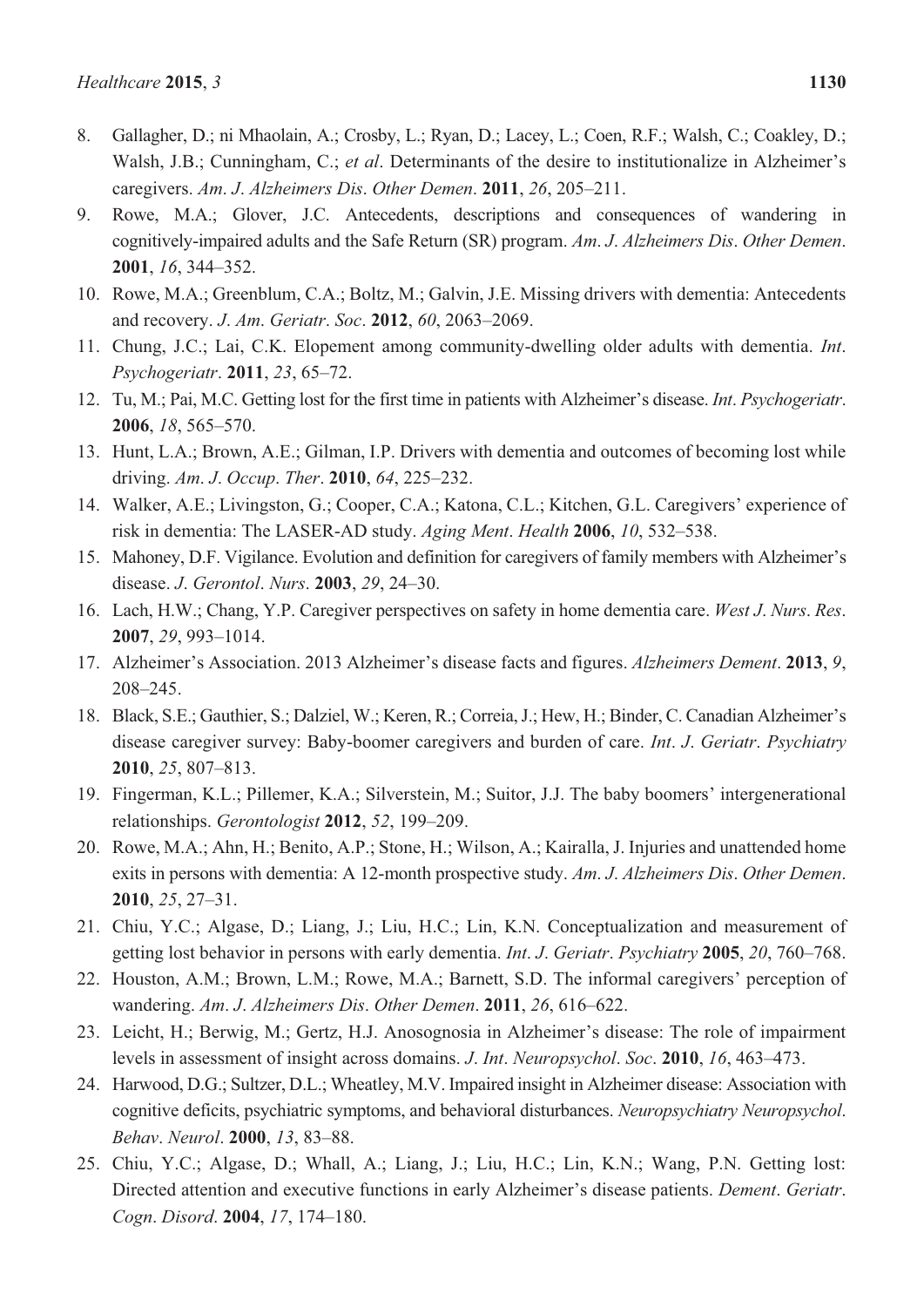8. Gallagher, D.; ni Mhaolain, A.; Crosby, L.; Ryan, D.; Lacey, L.; Coen, R.F.; Walsh, C.; Coakley, D.; Walsh, J.B.; Cunningham, C.; *et al*. Determinants of the desire to institutionalize in Alzheimer's caregivers. *Am*. *J*. *Alzheimers Dis*. *Other Demen*. **2011**, *26*, 205–211.
9. Rowe, M.A.; Glover, J.C. Antecedents, descriptions and consequences of wandering in cognitively-impaired adults and the Safe Return (SR) program. *Am*. *J*. *Alzheimers Dis*. *Other Demen*. **2001**, *16*, 344–352.
10. Rowe, M.A.; Greenblum, C.A.; Boltz, M.; Galvin, J.E. Missing drivers with dementia: Antecedents and recovery. *J*. *Am*. *Geriatr*. *Soc*. **2012**, *60*, 2063–2069.
11. Chung, J.C.; Lai, C.K. Elopement among community-dwelling older adults with dementia. *Int*. *Psychogeriatr*. **2011**, *23*, 65–72.
12. Tu, M.; Pai, M.C. Getting lost for the first time in patients with Alzheimer's disease. *Int*. *Psychogeriatr*. **2006**, *18*, 565–570.
13. Hunt, L.A.; Brown, A.E.; Gilman, I.P. Drivers with dementia and outcomes of becoming lost while driving. *Am*. *J*. *Occup*. *Ther*. **2010**, *64*, 225–232.
14. Walker, A.E.; Livingston, G.; Cooper, C.A.; Katona, C.L.; Kitchen, G.L. Caregivers' experience of risk in dementia: The LASER-AD study. *Aging Ment*. *Health* **2006**, *10*, 532–538.
15. Mahoney, D.F. Vigilance. Evolution and definition for caregivers of family members with Alzheimer's disease. *J*. *Gerontol*. *Nurs*. **2003**, *29*, 24–30.
16. Lach, H.W.; Chang, Y.P. Caregiver perspectives on safety in home dementia care. *West J*. *Nurs*. *Res*. **2007**, *29*, 993–1014.
17. Alzheimer's Association. 2013 Alzheimer's disease facts and figures. *Alzheimers Dement*. **2013**, *9*, 208–245.
18. Black, S.E.; Gauthier, S.; Dalziel, W.; Keren, R.; Correia, J.; Hew, H.; Binder, C. Canadian Alzheimer's disease caregiver survey: Baby-boomer caregivers and burden of care. *Int*. *J*. *Geriatr*. *Psychiatry* **2010**, *25*, 807–813.
19. Fingerman, K.L.; Pillemer, K.A.; Silverstein, M.; Suitor, J.J. The baby boomers' intergenerational relationships. *Gerontologist* **2012**, *52*, 199–209.
20. Rowe, M.A.; Ahn, H.; Benito, A.P.; Stone, H.; Wilson, A.; Kairalla, J. Injuries and unattended home exits in persons with dementia: A 12-month prospective study. *Am*. *J*. *Alzheimers Dis*. *Other Demen*. **2010**, *25*, 27–31.
21. Chiu, Y.C.; Algase, D.; Liang, J.; Liu, H.C.; Lin, K.N. Conceptualization and measurement of getting lost behavior in persons with early dementia. *Int*. *J*. *Geriatr*. *Psychiatry* **2005**, *20*, 760–768.
22. Houston, A.M.; Brown, L.M.; Rowe, M.A.; Barnett, S.D. The informal caregivers' perception of wandering. *Am*. *J*. *Alzheimers Dis*. *Other Demen*. **2011**, *26*, 616–622.
23. Leicht, H.; Berwig, M.; Gertz, H.J. Anosognosia in Alzheimer's disease: The role of impairment levels in assessment of insight across domains. *J*. *Int*. *Neuropsychol*. *Soc*. **2010**, *16*, 463–473.
24. Harwood, D.G.; Sultzer, D.L.; Wheatley, M.V. Impaired insight in Alzheimer disease: Association with cognitive deficits, psychiatric symptoms, and behavioral disturbances. *Neuropsychiatry Neuropsychol*. *Behav*. *Neurol*. **2000**, *13*, 83–88.
25. Chiu, Y.C.; Algase, D.; Whall, A.; Liang, J.; Liu, H.C.; Lin, K.N.; Wang, P.N. Getting lost: Directed attention and executive functions in early Alzheimer's disease patients. *Dement*. *Geriatr*. *Cogn*. *Disord*. **2004**, *17*, 174–180.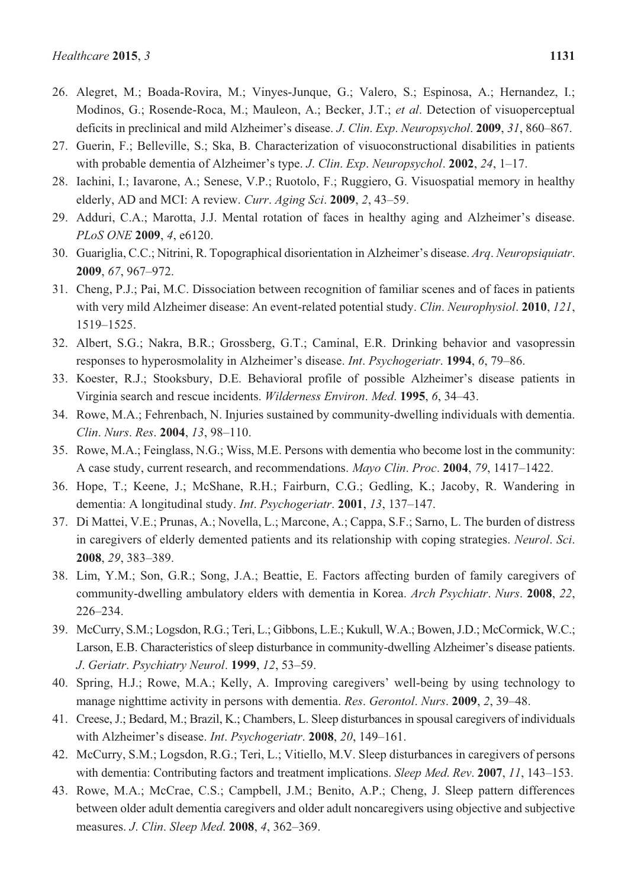26. Alegret, M.; Boada-Rovira, M.; Vinyes-Junque, G.; Valero, S.; Espinosa, A.; Hernandez, I.; Modinos, G.; Rosende-Roca, M.; Mauleon, A.; Becker, J.T.; *et al*. Detection of visuoperceptual deficits in preclinical and mild Alzheimer's disease. *J. Clin. Exp. Neuropsychol*. **2009**, *31*, 860–867.
27. Guerin, F.; Belleville, S.; Ska, B. Characterization of visuoconstructional disabilities in patients with probable dementia of Alzheimer's type. *J. Clin. Exp. Neuropsychol*. **2002**, *24*, 1–17.
28. Iachini, I.; Iavarone, A.; Senese, V.P.; Ruotolo, F.; Ruggiero, G. Visuospatial memory in healthy elderly, AD and MCI: A review. *Curr. Aging Sci*. **2009**, *2*, 43–59.
29. Adduri, C.A.; Marotta, J.J. Mental rotation of faces in healthy aging and Alzheimer's disease. *PLoS ONE* **2009**, *4*, e6120.
30. Guariglia, C.C.; Nitrini, R. Topographical disorientation in Alzheimer's disease. *Arq. Neuropsiquiatr*. **2009**, *67*, 967–972.
31. Cheng, P.J.; Pai, M.C. Dissociation between recognition of familiar scenes and of faces in patients with very mild Alzheimer disease: An event-related potential study. *Clin. Neurophysiol*. **2010**, *121*, 1519–1525.
32. Albert, S.G.; Nakra, B.R.; Grossberg, G.T.; Caminal, E.R. Drinking behavior and vasopressin responses to hyperosmolality in Alzheimer's disease. *Int. Psychogeriatr*. **1994**, *6*, 79–86.
33. Koester, R.J.; Stooksbury, D.E. Behavioral profile of possible Alzheimer's disease patients in Virginia search and rescue incidents. *Wilderness Environ. Med*. **1995**, *6*, 34–43.
34. Rowe, M.A.; Fehrenbach, N. Injuries sustained by community-dwelling individuals with dementia. *Clin. Nurs. Res*. **2004**, *13*, 98–110.
35. Rowe, M.A.; Feinglass, N.G.; Wiss, M.E. Persons with dementia who become lost in the community: A case study, current research, and recommendations. *Mayo Clin. Proc*. **2004**, *79*, 1417–1422.
36. Hope, T.; Keene, J.; McShane, R.H.; Fairburn, C.G.; Gedling, K.; Jacoby, R. Wandering in dementia: A longitudinal study. *Int. Psychogeriatr*. **2001**, *13*, 137–147.
37. Di Mattei, V.E.; Prunas, A.; Novella, L.; Marcone, A.; Cappa, S.F.; Sarno, L. The burden of distress in caregivers of elderly demented patients and its relationship with coping strategies. *Neurol. Sci*. **2008**, *29*, 383–389.
38. Lim, Y.M.; Son, G.R.; Song, J.A.; Beattie, E. Factors affecting burden of family caregivers of community-dwelling ambulatory elders with dementia in Korea. *Arch Psychiatr. Nurs*. **2008**, *22*, 226–234.
39. McCurry, S.M.; Logsdon, R.G.; Teri, L.; Gibbons, L.E.; Kukull, W.A.; Bowen, J.D.; McCormick, W.C.; Larson, E.B. Characteristics of sleep disturbance in community-dwelling Alzheimer's disease patients. *J. Geriatr. Psychiatry Neurol*. **1999**, *12*, 53–59.
40. Spring, H.J.; Rowe, M.A.; Kelly, A. Improving caregivers' well-being by using technology to manage nighttime activity in persons with dementia. *Res. Gerontol. Nurs*. **2009**, *2*, 39–48.
41. Creese, J.; Bedard, M.; Brazil, K.; Chambers, L. Sleep disturbances in spousal caregivers of individuals with Alzheimer's disease. *Int. Psychogeriatr*. **2008**, *20*, 149–161.
42. McCurry, S.M.; Logsdon, R.G.; Teri, L.; Vitiello, M.V. Sleep disturbances in caregivers of persons with dementia: Contributing factors and treatment implications. *Sleep Med. Rev*. **2007**, *11*, 143–153.
43. Rowe, M.A.; McCrae, C.S.; Campbell, J.M.; Benito, A.P.; Cheng, J. Sleep pattern differences between older adult dementia caregivers and older adult noncaregivers using objective and subjective measures. *J. Clin. Sleep Med*. **2008**, *4*, 362–369.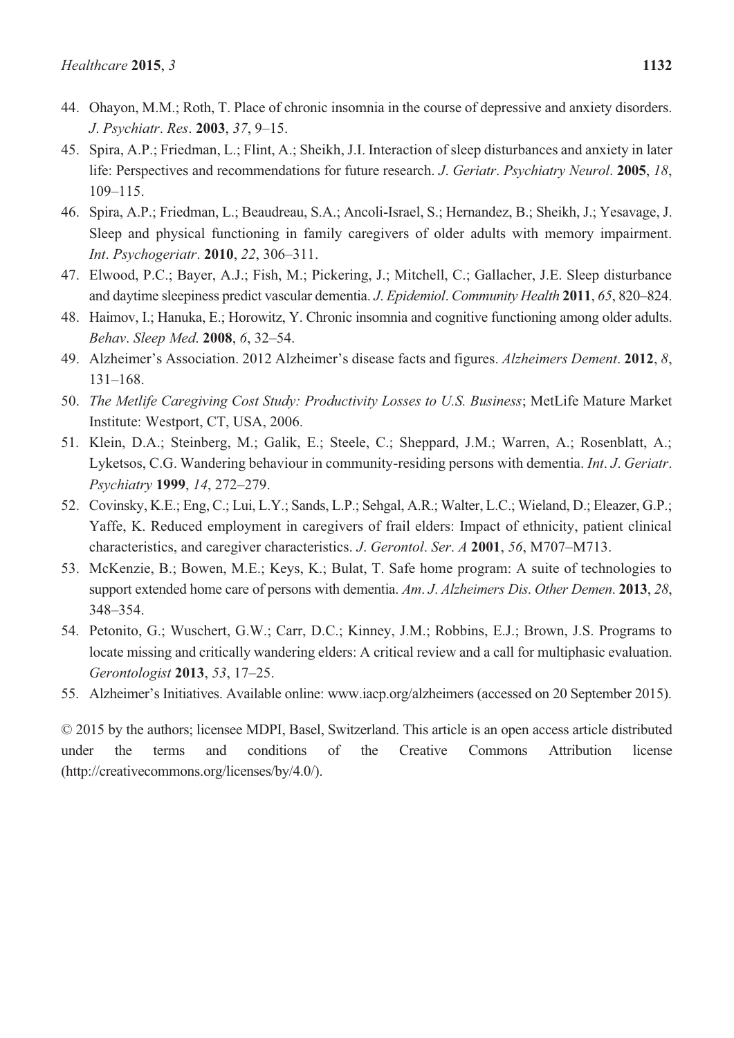44. Ohayon, M.M.; Roth, T. Place of chronic insomnia in the course of depressive and anxiety disorders. *J*. *Psychiatr*. *Res*. **2003**, *37*, 9–15.
45. Spira, A.P.; Friedman, L.; Flint, A.; Sheikh, J.I. Interaction of sleep disturbances and anxiety in later life: Perspectives and recommendations for future research. *J*. *Geriatr*. *Psychiatry Neurol*. **2005**, *18*, 109–115.
46. Spira, A.P.; Friedman, L.; Beaudreau, S.A.; Ancoli-Israel, S.; Hernandez, B.; Sheikh, J.; Yesavage, J. Sleep and physical functioning in family caregivers of older adults with memory impairment. *Int*. *Psychogeriatr*. **2010**, *22*, 306–311.
47. Elwood, P.C.; Bayer, A.J.; Fish, M.; Pickering, J.; Mitchell, C.; Gallacher, J.E. Sleep disturbance and daytime sleepiness predict vascular dementia. *J*. *Epidemiol*. *Community Health* **2011**, *65*, 820–824.
48. Haimov, I.; Hanuka, E.; Horowitz, Y. Chronic insomnia and cognitive functioning among older adults. *Behav*. *Sleep Med*. **2008**, *6*, 32–54.
49. Alzheimer's Association. 2012 Alzheimer's disease facts and figures. *Alzheimers Dement*. **2012**, *8*, 131–168.
50. *The Metlife Caregiving Cost Study: Productivity Losses to U.S. Business*; MetLife Mature Market Institute: Westport, CT, USA, 2006.
51. Klein, D.A.; Steinberg, M.; Galik, E.; Steele, C.; Sheppard, J.M.; Warren, A.; Rosenblatt, A.; Lyketsos, C.G. Wandering behaviour in community-residing persons with dementia. *Int*. *J*. *Geriatr*. *Psychiatry* **1999**, *14*, 272–279.
52. Covinsky, K.E.; Eng, C.; Lui, L.Y.; Sands, L.P.; Sehgal, A.R.; Walter, L.C.; Wieland, D.; Eleazer, G.P.; Yaffe, K. Reduced employment in caregivers of frail elders: Impact of ethnicity, patient clinical characteristics, and caregiver characteristics. *J*. *Gerontol*. *Ser*. *A* **2001**, *56*, M707–M713.
53. McKenzie, B.; Bowen, M.E.; Keys, K.; Bulat, T. Safe home program: A suite of technologies to support extended home care of persons with dementia. *Am*. *J*. *Alzheimers Dis*. *Other Demen*. **2013**, *28*, 348–354.
54. Petonito, G.; Wuschert, G.W.; Carr, D.C.; Kinney, J.M.; Robbins, E.J.; Brown, J.S. Programs to locate missing and critically wandering elders: A critical review and a call for multiphasic evaluation. *Gerontologist* **2013**, *53*, 17–25.
55. Alzheimer's Initiatives. Available online: www.iacp.org/alzheimers (accessed on 20 September 2015).

© 2015 by the authors; licensee MDPI, Basel, Switzerland. This article is an open access article distributed under the terms and conditions of the Creative Commons Attribution license (http://creativecommons.org/licenses/by/4.0/).